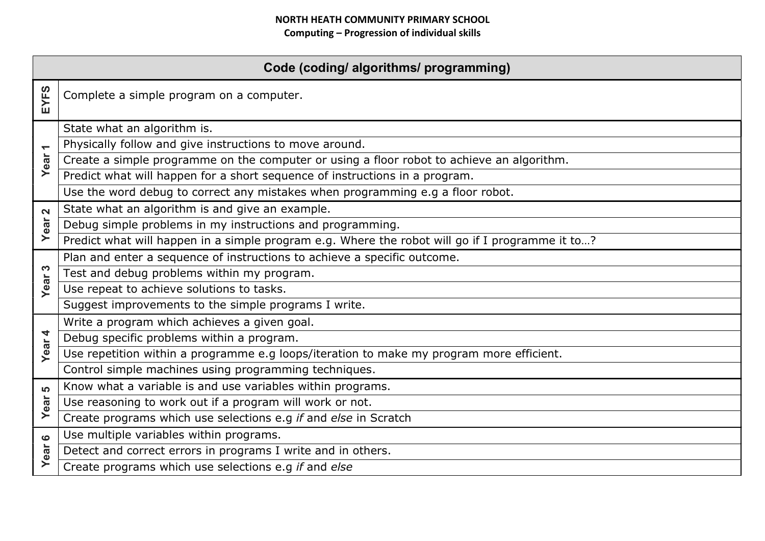**NORTH HEATH COMMUNITY PRIMARY SCHOOL**
**Computing – Progression of individual skills**

| | Code (coding/ algorithms/ programming) |
|---|---|
| **EYFS** | Complete a simple program on a computer. |
| **Year 1** | State what an algorithm is. |
| | Physically follow and give instructions to move around. |
| | Create a simple programme on the computer or using a floor robot to achieve an algorithm. |
| | Predict what will happen for a short sequence of instructions in a program. |
| | Use the word debug to correct any mistakes when programming e.g a floor robot. |
| **Year 2** | State what an algorithm is and give an example. |
| | Debug simple problems in my instructions and programming. |
| | Predict what will happen in a simple program e.g. Where the robot will go if I programme it to…? |
| **Year 3** | Plan and enter a sequence of instructions to achieve a specific outcome. |
| | Test and debug problems within my program. |
| | Use repeat to achieve solutions to tasks. |
| | Suggest improvements to the simple programs I write. |
| **Year 4** | Write a program which achieves a given goal. |
| | Debug specific problems within a program. |
| | Use repetition within a programme e.g loops/iteration to make my program more efficient. |
| | Control simple machines using programming techniques. |
| **Year 5** | Know what a variable is and use variables within programs. |
| | Use reasoning to work out if a program will work or not. |
| | Create programs which use selections e.g *if* and *else* in Scratch |
| **Year 6** | Use multiple variables within programs. |
| | Detect and correct errors in programs I write and in others. |
| | Create programs which use selections e.g *if* and *else* |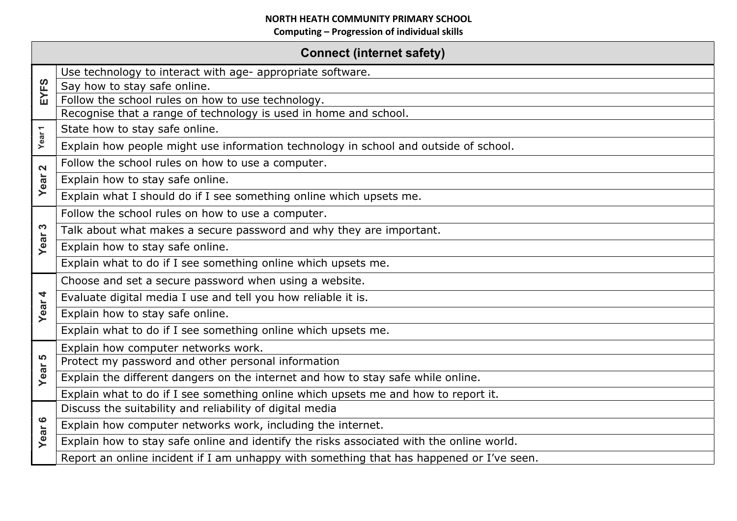**NORTH HEATH COMMUNITY PRIMARY SCHOOL**

**Computing – Progression of individual skills**

| Connect (internet safety) | |
|---|---|
| **EYFS** | Use technology to interact with age- appropriate software. |
| | Say how to stay safe online. |
| | Follow the school rules on how to use technology. |
| | Recognise that a range of technology is used in home and school. |
| **Year 1** | State how to stay safe online. |
| | Explain how people might use information technology in school and outside of school. |
| **Year 2** | Follow the school rules on how to use a computer. |
| | Explain how to stay safe online. |
| | Explain what I should do if I see something online which upsets me. |
| **Year 3** | Follow the school rules on how to use a computer. |
| | Talk about what makes a secure password and why they are important. |
| | Explain how to stay safe online. |
| | Explain what to do if I see something online which upsets me. |
| **Year 4** | Choose and set a secure password when using a website. |
| | Evaluate digital media I use and tell you how reliable it is. |
| | Explain how to stay safe online. |
| | Explain what to do if I see something online which upsets me. |
| **Year 5** | Explain how computer networks work. |
| | Protect my password and other personal information |
| | Explain the different dangers on the internet and how to stay safe while online. |
| | Explain what to do if I see something online which upsets me and how to report it. |
| **Year 6** | Discuss the suitability and reliability of digital media |
| | Explain how computer networks work, including the internet. |
| | Explain how to stay safe online and identify the risks associated with the online world. |
| | Report an online incident if I am unhappy with something that has happened or I've seen. |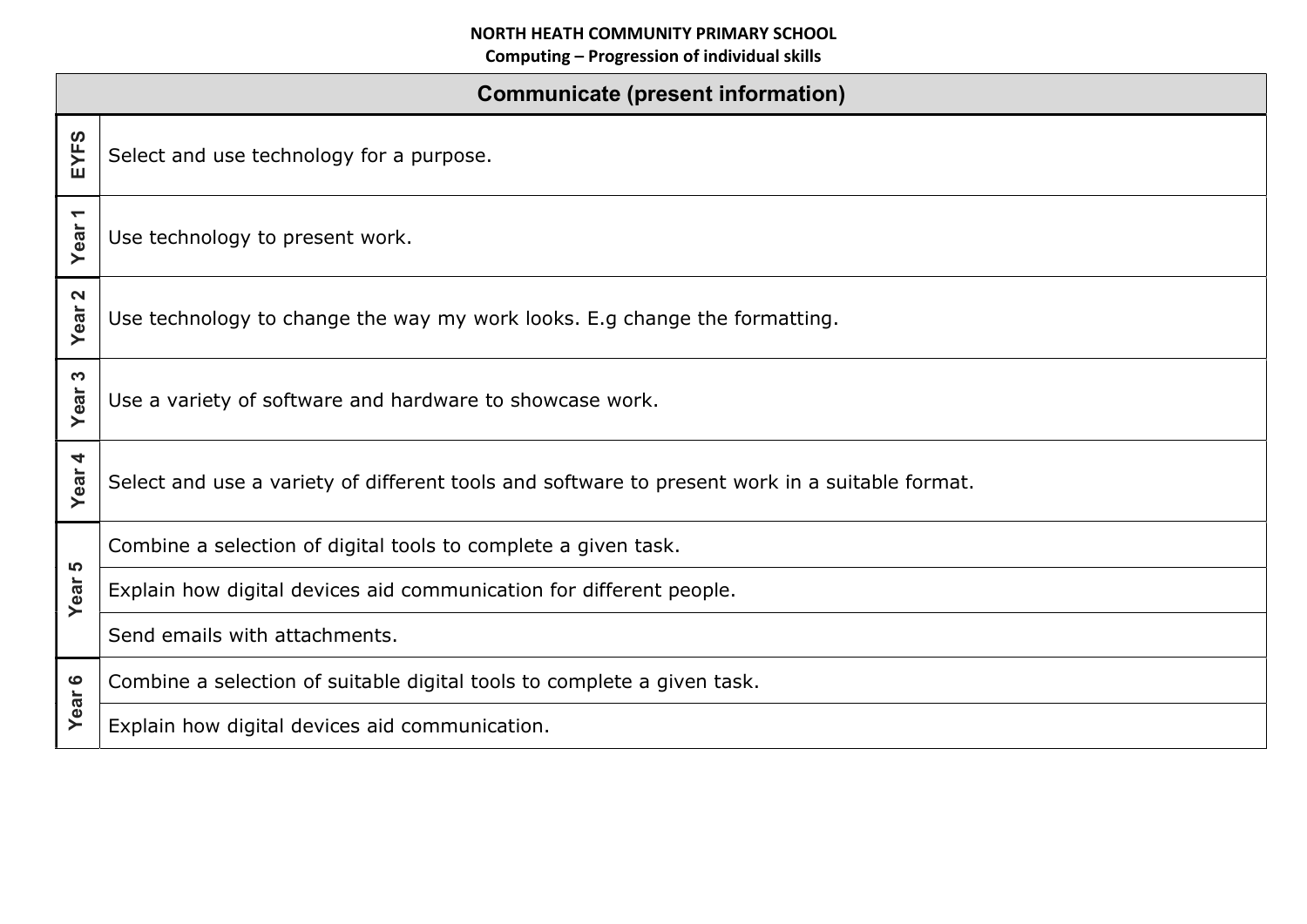**NORTH HEATH COMMUNITY PRIMARY SCHOOL**
**Computing – Progression of individual skills**

| | Communicate (present information) |
|---|---|
| EYFS | Select and use technology for a purpose. |
| Year 1 | Use technology to present work. |
| Year 2 | Use technology to change the way my work looks. E.g change the formatting. |
| Year 3 | Use a variety of software and hardware to showcase work. |
| Year 4 | Select and use a variety of different tools and software to present work in a suitable format. |
| Year 5 | Combine a selection of digital tools to complete a given task. |
| | Explain how digital devices aid communication for different people. |
| | Send emails with attachments. |
| Year 6 | Combine a selection of suitable digital tools to complete a given task. |
| | Explain how digital devices aid communication. |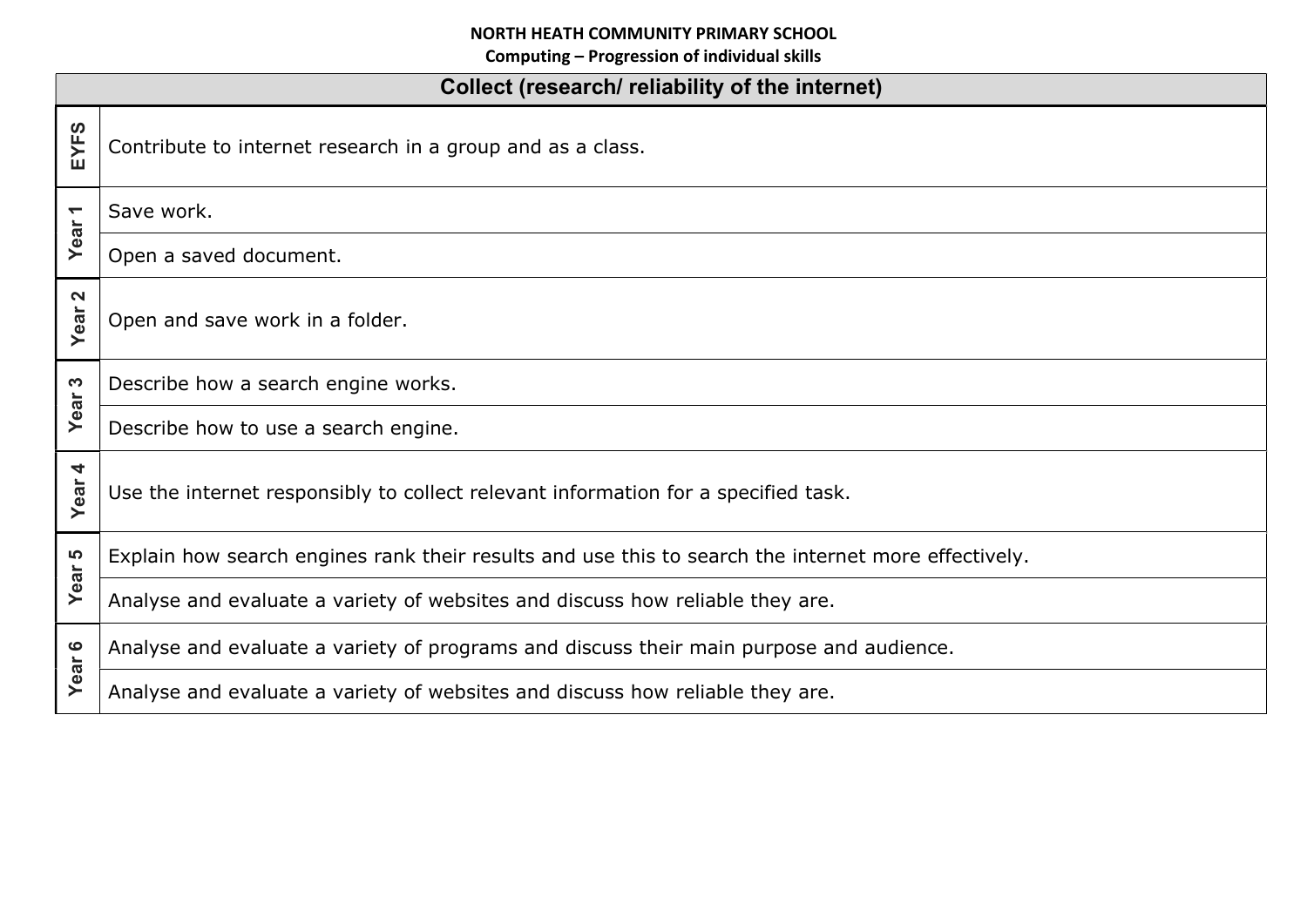**NORTH HEATH COMMUNITY PRIMARY SCHOOL**

**Computing – Progression of individual skills**

| Collect (research/ reliability of the internet) | |
|---|---|
| EYFS | Contribute to internet research in a group and as a class. |
| Year 1 | Save work. |
| | Open a saved document. |
| Year 2 | Open and save work in a folder. |
| Year 3 | Describe how a search engine works. |
| | Describe how to use a search engine. |
| Year 4 | Use the internet responsibly to collect relevant information for a specified task. |
| Year 5 | Explain how search engines rank their results and use this to search the internet more effectively. |
| | Analyse and evaluate a variety of websites and discuss how reliable they are. |
| Year 6 | Analyse and evaluate a variety of programs and discuss their main purpose and audience. |
| | Analyse and evaluate a variety of websites and discuss how reliable they are. |